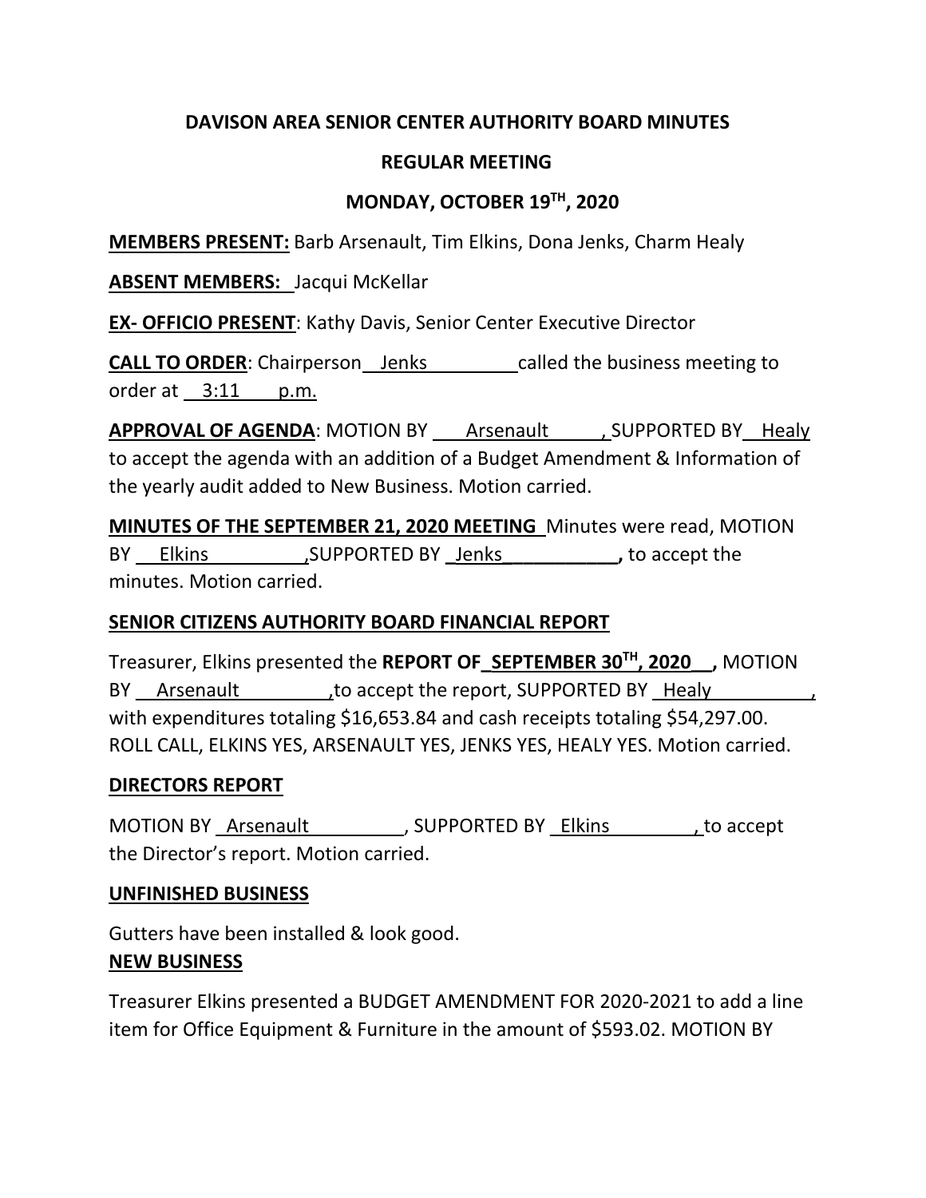**DAVISON AREA SENIOR CENTER AUTHORITY BOARD MINUTES**

**REGULAR MEETING**

**MONDAY, OCTOBER 19TH, 2020**

**MEMBERS PRESENT:** Barb Arsenault, Tim Elkins, Dona Jenks, Charm Healy

**ABSENT MEMBERS:** Jacqui McKellar

**EX- OFFICIO PRESENT**: Kathy Davis, Senior Center Executive Director

**CALL TO ORDER**: Chairperson Jenks called the business meeting to order at 3:11 p.m.

**APPROVAL OF AGENDA**: MOTION BY Arsenault, SUPPORTED BY Healy to accept the agenda with an addition of a Budget Amendment & Information of the yearly audit added to New Business. Motion carried.

**MINUTES OF THE SEPTEMBER 21, 2020 MEETING** Minutes were read, MOTION BY Elkins, SUPPORTED BY Jenks, to accept the minutes. Motion carried.

**SENIOR CITIZENS AUTHORITY BOARD FINANCIAL REPORT**

Treasurer, Elkins presented the **REPORT OF SEPTEMBER 30TH, 2020**, MOTION BY Arsenault, to accept the report, SUPPORTED BY Healy, with expenditures totaling $16,653.84 and cash receipts totaling $54,297.00. ROLL CALL, ELKINS YES, ARSENAULT YES, JENKS YES, HEALY YES. Motion carried.

**DIRECTORS REPORT**

MOTION BY Arsenault, SUPPORTED BY Elkins, to accept the Director's report. Motion carried.

**UNFINISHED BUSINESS**

Gutters have been installed & look good.

**NEW BUSINESS**

Treasurer Elkins presented a BUDGET AMENDMENT FOR 2020-2021 to add a line item for Office Equipment & Furniture in the amount of $593.02. MOTION BY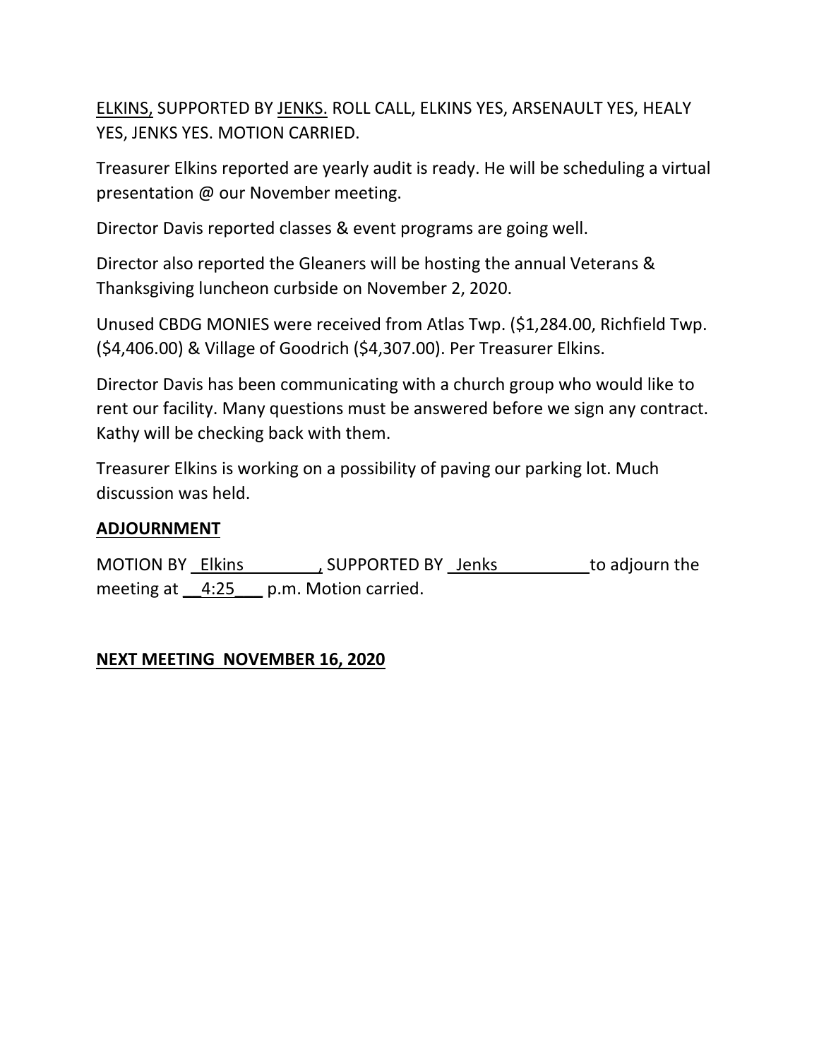ELKINS, SUPPORTED BY JENKS. ROLL CALL, ELKINS YES, ARSENAULT YES, HEALY YES, JENKS YES. MOTION CARRIED.

Treasurer Elkins reported are yearly audit is ready. He will be scheduling a virtual presentation @ our November meeting.

Director Davis reported classes & event programs are going well.

Director also reported the Gleaners will be hosting the annual Veterans & Thanksgiving luncheon curbside on November 2, 2020.

Unused CBDG MONIES were received from Atlas Twp. ($1,284.00, Richfield Twp. ($4,406.00) & Village of Goodrich ($4,307.00). Per Treasurer Elkins.

Director Davis has been communicating with a church group who would like to rent our facility. Many questions must be answered before we sign any contract. Kathy will be checking back with them.

Treasurer Elkins is working on a possibility of paving our parking lot. Much discussion was held.

## ADJOURNMENT

MOTION BY Elkins, SUPPORTED BY Jenks to adjourn the meeting at 4:25 p.m. Motion carried.

## NEXT MEETING NOVEMBER 16, 2020